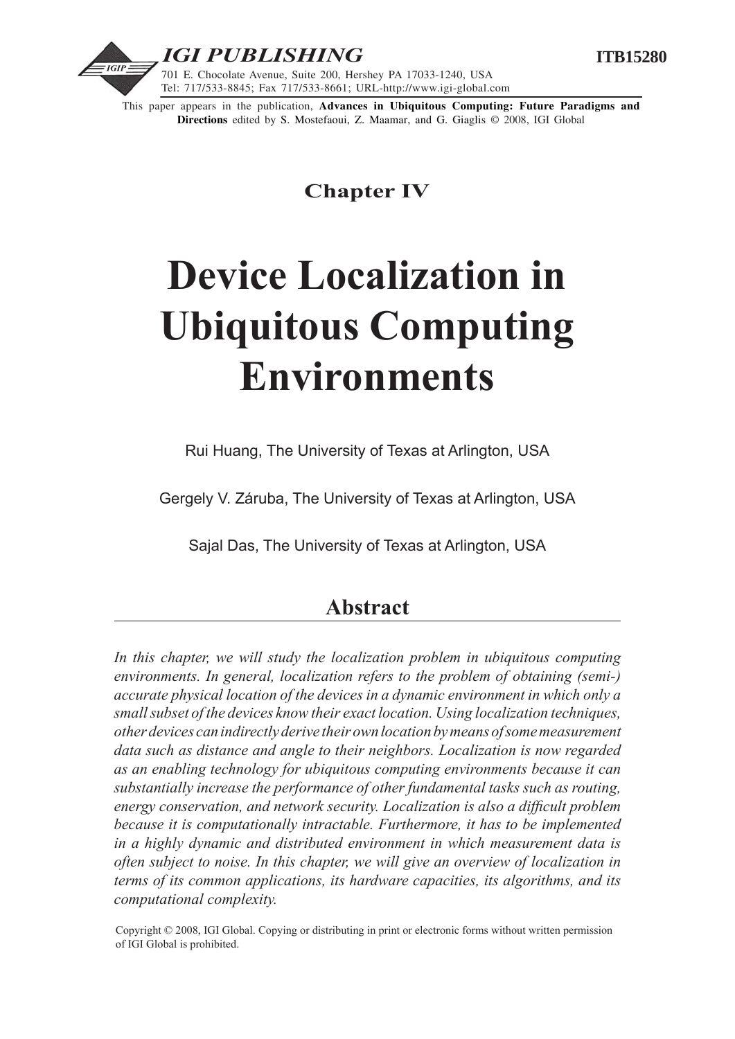IGI PUBLISHING

ITB15280

701 E. Chocolate Avenue, Suite 200, Hershey PA 17033-1240, USA
Tel: 717/533-8845; Fax 717/533-8661; URL-http://www.igi-global.com

This paper appears in the publication, **Advances in Ubiquitous Computing: Future Paradigms and Directions** edited by S. Mostefaoui, Z. Maamar, and G. Giaglis © 2008, IGI Global

## Chapter IV

# Device Localization in Ubiquitous Computing Environments

Rui Huang, The University of Texas at Arlington, USA

Gergely V. Záruba, The University of Texas at Arlington, USA

Sajal Das, The University of Texas at Arlington, USA

## Abstract

*In this chapter, we will study the localization problem in ubiquitous computing environments. In general, localization refers to the problem of obtaining (semi-) accurate physical location of the devices in a dynamic environment in which only a small subset of the devices know their exact location. Using localization techniques, other devices can indirectly derive their own location by means of some measurement data such as distance and angle to their neighbors. Localization is now regarded as an enabling technology for ubiquitous computing environments because it can substantially increase the performance of other fundamental tasks such as routing, energy conservation, and network security. Localization is also a difficult problem because it is computationally intractable. Furthermore, it has to be implemented in a highly dynamic and distributed environment in which measurement data is often subject to noise. In this chapter, we will give an overview of localization in terms of its common applications, its hardware capacities, its algorithms, and its computational complexity.*

Copyright © 2008, IGI Global. Copying or distributing in print or electronic forms without written permission of IGI Global is prohibited.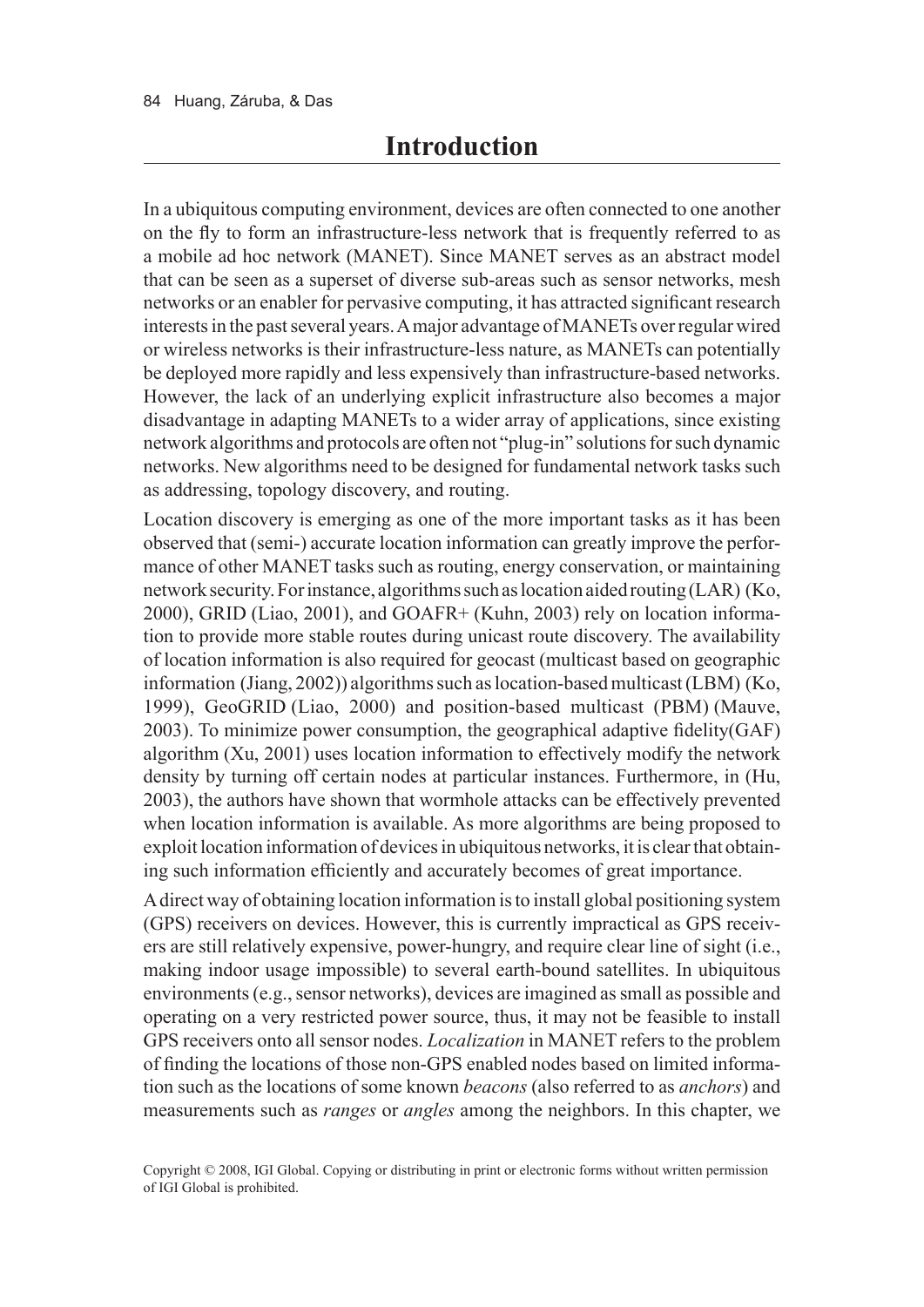# Introduction

In a ubiquitous computing environment, devices are often connected to one another on the fly to form an infrastructure-less network that is frequently referred to as a mobile ad hoc network (MANET). Since MANET serves as an abstract model that can be seen as a superset of diverse sub-areas such as sensor networks, mesh networks or an enabler for pervasive computing, it has attracted significant research interests in the past several years. A major advantage of MANETs over regular wired or wireless networks is their infrastructure-less nature, as MANETs can potentially be deployed more rapidly and less expensively than infrastructure-based networks. However, the lack of an underlying explicit infrastructure also becomes a major disadvantage in adapting MANETs to a wider array of applications, since existing network algorithms and protocols are often not "plug-in" solutions for such dynamic networks. New algorithms need to be designed for fundamental network tasks such as addressing, topology discovery, and routing.

Location discovery is emerging as one of the more important tasks as it has been observed that (semi-) accurate location information can greatly improve the performance of other MANET tasks such as routing, energy conservation, or maintaining network security. For instance, algorithms such as location aided routing (LAR) (Ko, 2000), GRID (Liao, 2001), and GOAFR+ (Kuhn, 2003) rely on location information to provide more stable routes during unicast route discovery. The availability of location information is also required for geocast (multicast based on geographic information (Jiang, 2002)) algorithms such as location-based multicast (LBM) (Ko, 1999), GeoGRID (Liao, 2000) and position-based multicast (PBM) (Mauve, 2003). To minimize power consumption, the geographical adaptive fidelity(GAF) algorithm (Xu, 2001) uses location information to effectively modify the network density by turning off certain nodes at particular instances. Furthermore, in (Hu, 2003), the authors have shown that wormhole attacks can be effectively prevented when location information is available. As more algorithms are being proposed to exploit location information of devices in ubiquitous networks, it is clear that obtaining such information efficiently and accurately becomes of great importance.

A direct way of obtaining location information is to install global positioning system (GPS) receivers on devices. However, this is currently impractical as GPS receivers are still relatively expensive, power-hungry, and require clear line of sight (i.e., making indoor usage impossible) to several earth-bound satellites. In ubiquitous environments (e.g., sensor networks), devices are imagined as small as possible and operating on a very restricted power source, thus, it may not be feasible to install GPS receivers onto all sensor nodes. *Localization* in MANET refers to the problem of finding the locations of those non-GPS enabled nodes based on limited information such as the locations of some known *beacons* (also referred to as *anchors*) and measurements such as *ranges* or *angles* among the neighbors. In this chapter, we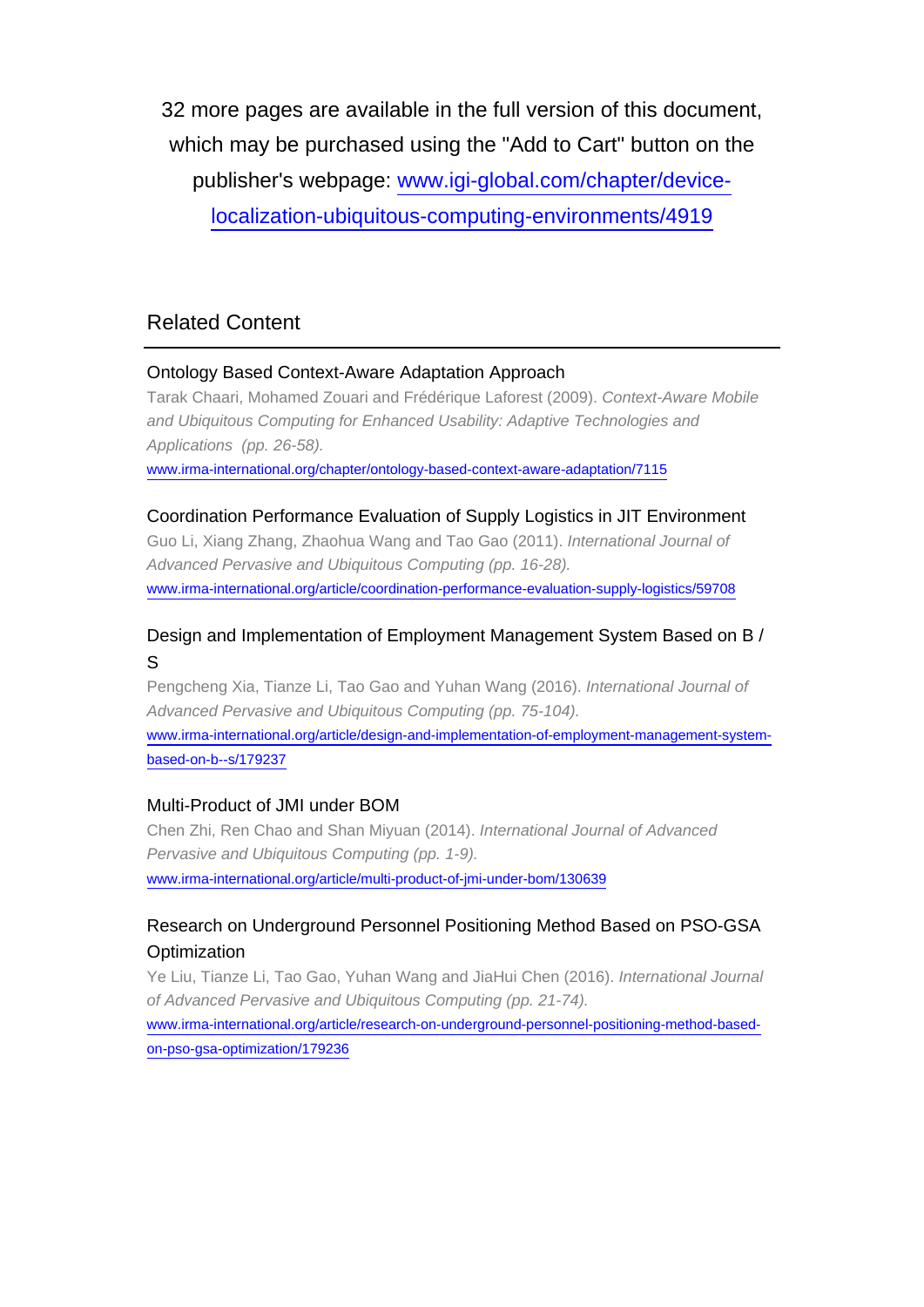32 more pages are available in the full version of this document, which may be purchased using the "Add to Cart" button on the publisher's webpage: [www.igi-global.com/chapter/device-localization-ubiquitous-computing-environments/4919](www.igi-global.com/chapter/device-localization-ubiquitous-computing-environments/4919)

## Related Content

### Ontology Based Context-Aware Adaptation Approach

Tarak Chaari, Mohamed Zouari and Frédérique Laforest (2009). *Context-Aware Mobile and Ubiquitous Computing for Enhanced Usability: Adaptive Technologies and Applications (pp. 26-58).*

[www.irma-international.org/chapter/ontology-based-context-aware-adaptation/7115](www.irma-international.org/chapter/ontology-based-context-aware-adaptation/7115)

### Coordination Performance Evaluation of Supply Logistics in JIT Environment

Guo Li, Xiang Zhang, Zhaohua Wang and Tao Gao (2011). *International Journal of Advanced Pervasive and Ubiquitous Computing (pp. 16-28).*

[www.irma-international.org/article/coordination-performance-evaluation-supply-logistics/59708](www.irma-international.org/article/coordination-performance-evaluation-supply-logistics/59708)

### Design and Implementation of Employment Management System Based on B / S

Pengcheng Xia, Tianze Li, Tao Gao and Yuhan Wang (2016). *International Journal of Advanced Pervasive and Ubiquitous Computing (pp. 75-104).*

[www.irma-international.org/article/design-and-implementation-of-employment-management-system-based-on-b--s/179237](www.irma-international.org/article/design-and-implementation-of-employment-management-system-based-on-b--s/179237)

### Multi-Product of JMI under BOM

Chen Zhi, Ren Chao and Shan Miyuan (2014). *International Journal of Advanced Pervasive and Ubiquitous Computing (pp. 1-9).*

[www.irma-international.org/article/multi-product-of-jmi-under-bom/130639](www.irma-international.org/article/multi-product-of-jmi-under-bom/130639)

### Research on Underground Personnel Positioning Method Based on PSO-GSA Optimization

Ye Liu, Tianze Li, Tao Gao, Yuhan Wang and JiaHui Chen (2016). *International Journal of Advanced Pervasive and Ubiquitous Computing (pp. 21-74).*

[www.irma-international.org/article/research-on-underground-personnel-positioning-method-based-on-pso-gsa-optimization/179236](www.irma-international.org/article/research-on-underground-personnel-positioning-method-based-on-pso-gsa-optimization/179236)